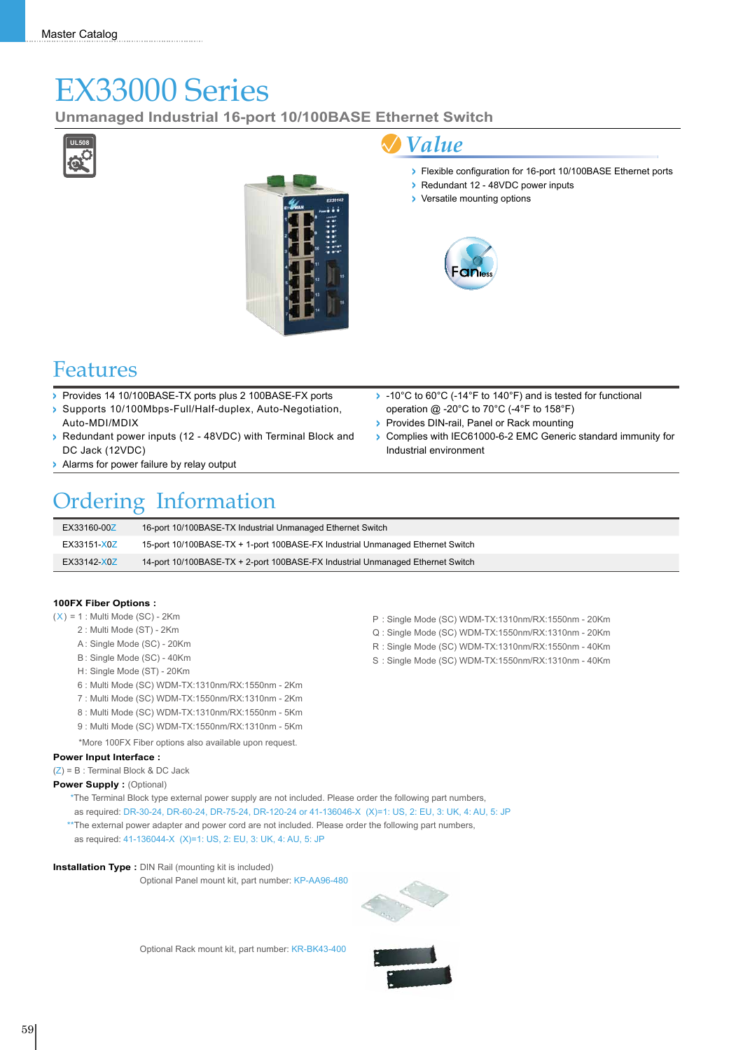# EX33000 Series

## Unmanaged Industrial 16-port 10/100BASE Ethernet Switch

UL508

## Value

- Flexible configuration for 16-port 10/100BASE Ethernet ports
- Redundant 12 - 48VDC power inputs
- Versatile mounting options

Fanless

## Features

- Provides 14 10/100BASE-TX ports plus 2 100BASE-FX ports
- Supports 10/100Mbps-Full/Half-duplex, Auto-Negotiation, Auto-MDI/MDIX
- Redundant power inputs (12 - 48VDC) with Terminal Block and DC Jack (12VDC)
- Alarms for power failure by relay output
- -10°C to 60°C (-14°F to 140°F) and is tested for functional operation @ -20°C to 70°C (-4°F to 158°F)
- Provides DIN-rail, Panel or Rack mounting
- Complies with IEC61000-6-2 EMC Generic standard immunity for Industrial environment

## Ordering Information

| Model | Description |
|---|---|
| EX33160-00Z | 16-port 10/100BASE-TX Industrial Unmanaged Ethernet Switch |
| EX33151-X0Z | 15-port 10/100BASE-TX + 1-port 100BASE-FX Industrial Unmanaged Ethernet Switch |
| EX33142-X0Z | 14-port 10/100BASE-TX + 2-port 100BASE-FX Industrial Unmanaged Ethernet Switch |

**100FX Fiber Options :**

(X) = 1 : Multi Mode (SC) - 2Km
2 : Multi Mode (ST) - 2Km
A : Single Mode (SC) - 20Km
B : Single Mode (SC) - 40Km
H : Single Mode (ST) - 20Km
6 : Multi Mode (SC) WDM-TX:1310nm/RX:1550nm - 2Km
7 : Multi Mode (SC) WDM-TX:1550nm/RX:1310nm - 2Km
8 : Multi Mode (SC) WDM-TX:1310nm/RX:1550nm - 5Km
9 : Multi Mode (SC) WDM-TX:1550nm/RX:1310nm - 5Km
P : Single Mode (SC) WDM-TX:1310nm/RX:1550nm - 20Km
Q : Single Mode (SC) WDM-TX:1550nm/RX:1310nm - 20Km
R : Single Mode (SC) WDM-TX:1310nm/RX:1550nm - 40Km
S : Single Mode (SC) WDM-TX:1550nm/RX:1310nm - 40Km

*More 100FX Fiber options also available upon request.

**Power Input Interface :**

(Z) = B : Terminal Block & DC Jack

**Power Supply :** (Optional)

*The Terminal Block type external power supply are not included. Please order the following part numbers, as required: DR-30-24, DR-60-24, DR-75-24, DR-120-24 or 41-136046-X (X)=1: US, 2: EU, 3: UK, 4: AU, 5: JP

**The external power adapter and power cord are not included. Please order the following part numbers, as required: 41-136044-X (X)=1: US, 2: EU, 3: UK, 4: AU, 5: JP

**Installation Type :** DIN Rail (mounting kit is included)

Optional Panel mount kit, part number: KP-AA96-480

Optional Rack mount kit, part number: KR-BK43-400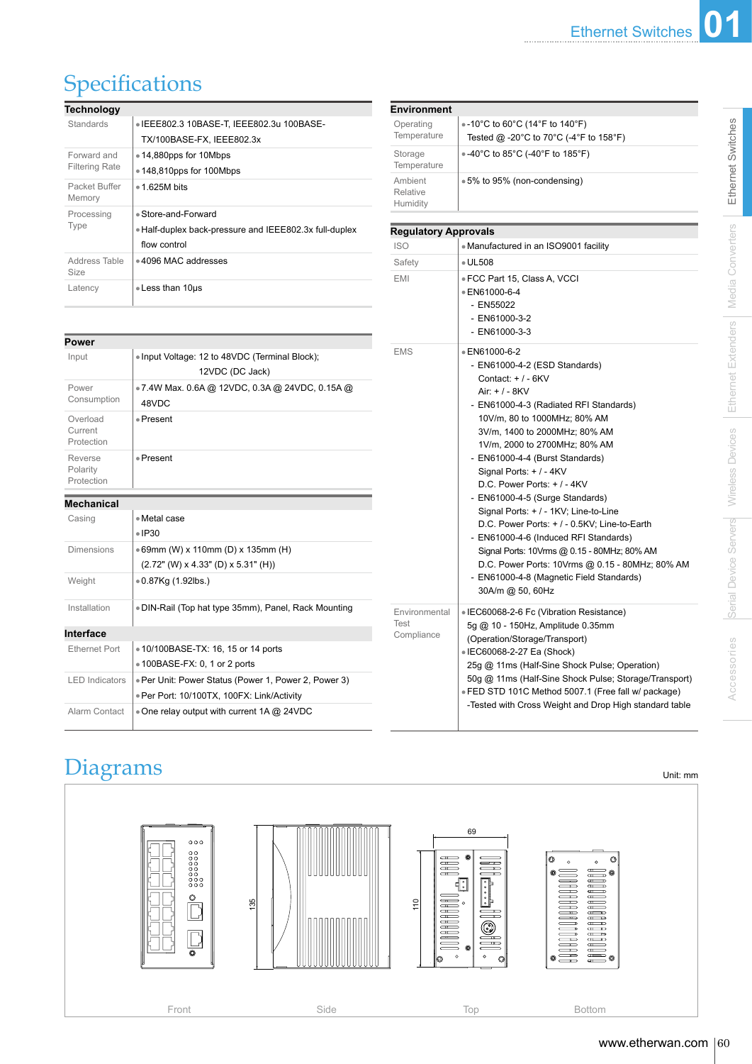# Specifications

## Technology

| | |
|---|---|
| Standards | • IEEE802.3 10BASE-T, IEEE802.3u 100BASE-TX/100BASE-FX, IEEE802.3x |
| Forward and Filtering Rate | • 14,880pps for 10Mbps<br>• 148,810pps for 100Mbps |
| Packet Buffer Memory | • 1.625M bits |
| Processing Type | • Store-and-Forward<br>• Half-duplex back-pressure and IEEE802.3x full-duplex flow control |
| Address Table Size | • 4096 MAC addresses |
| Latency | • Less than 10μs |

## Power

| | |
|---|---|
| Input | • Input Voltage: 12 to 48VDC (Terminal Block); 12VDC (DC Jack) |
| Power Consumption | • 7.4W Max. 0.6A @ 12VDC, 0.3A @ 24VDC, 0.15A @ 48VDC |
| Overload Current Protection | • Present |
| Reverse Polarity Protection | • Present |

## Mechanical

| | |
|---|---|
| Casing | • Metal case<br>• IP30 |
| Dimensions | • 69mm (W) x 110mm (D) x 135mm (H) (2.72" (W) x 4.33" (D) x 5.31" (H)) |
| Weight | • 0.87Kg (1.92lbs.) |
| Installation | • DIN-Rail (Top hat type 35mm), Panel, Rack Mounting |

## Interface

| | |
|---|---|
| Ethernet Port | • 10/100BASE-TX: 16, 15 or 14 ports<br>• 100BASE-FX: 0, 1 or 2 ports |
| LED Indicators | • Per Unit: Power Status (Power 1, Power 2, Power 3)<br>• Per Port: 10/100TX, 100FX: Link/Activity |
| Alarm Contact | • One relay output with current 1A @ 24VDC |

## Environment

| | |
|---|---|
| Operating Temperature | • -10°C to 60°C (14°F to 140°F)<br>Tested @ -20°C to 70°C (-4°F to 158°F) |
| Storage Temperature | • -40°C to 85°C (-40°F to 185°F) |
| Ambient Relative Humidity | • 5% to 95% (non-condensing) |

## Regulatory Approvals

| | |
|---|---|
| ISO | • Manufactured in an ISO9001 facility |
| Safety | • UL508 |
| EMI | • FCC Part 15, Class A, VCCI<br>• EN61000-6-4<br>- EN55022<br>- EN61000-3-2<br>- EN61000-3-3 |
| EMS | • EN61000-6-2<br>- EN61000-4-2 (ESD Standards)<br>Contact: + / - 6KV<br>Air: + / - 8KV<br>- EN61000-4-3 (Radiated RFI Standards)<br>10V/m, 80 to 1000MHz; 80% AM<br>3V/m, 1400 to 2000MHz; 80% AM<br>1V/m, 2000 to 2700MHz; 80% AM<br>- EN61000-4-4 (Burst Standards)<br>Signal Ports: + / - 4KV<br>D.C. Power Ports: + / - 4KV<br>- EN61000-4-5 (Surge Standards)<br>Signal Ports: + / - 1KV; Line-to-Line<br>D.C. Power Ports: + / - 0.5KV; Line-to-Earth<br>- EN61000-4-6 (Induced RFI Standards)<br>Signal Ports: 10Vrms @ 0.15 - 80MHz; 80% AM<br>D.C. Power Ports: 10Vrms @ 0.15 - 80MHz; 80% AM<br>- EN61000-4-8 (Magnetic Field Standards)<br>30A/m @ 50, 60Hz |
| Environmental Test Compliance | • IEC60068-2-6 Fc (Vibration Resistance)<br>5g @ 10 - 150Hz, Amplitude 0.35mm (Operation/Storage/Transport)<br>• IEC60068-2-27 Ea (Shock)<br>25g @ 11ms (Half-Sine Shock Pulse; Operation)<br>50g @ 11ms (Half-Sine Shock Pulse; Storage/Transport)<br>• FED STD 101C Method 5007.1 (Free fall w/ package)<br>-Tested with Cross Weight and Drop High standard table |

# Diagrams

Unit: mm

135

69

110

Front

Side

Top

Bottom